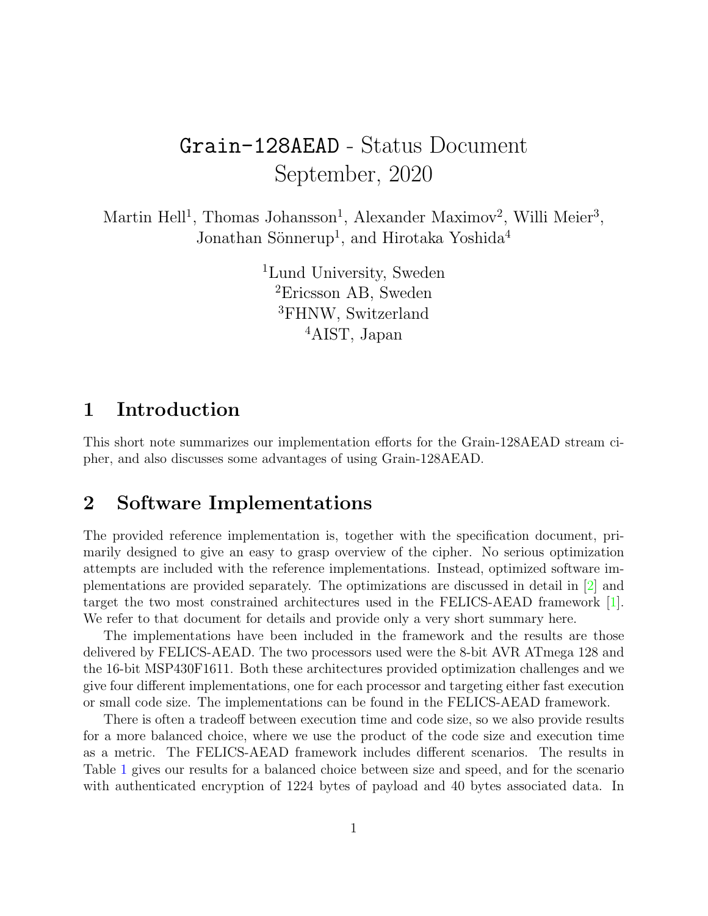# Grain-128AEAD - Status Document
September, 2020

Martin Hell[1], Thomas Johansson[1], Alexander Maximov[2], Willi Meier[3], Jonathan Sönnerup[1], and Hirotaka Yoshida[4]

[1]Lund University, Sweden
[2]Ericsson AB, Sweden
[3]FHNW, Switzerland
[4]AIST, Japan

## 1 Introduction

This short note summarizes our implementation efforts for the Grain-128AEAD stream cipher, and also discusses some advantages of using Grain-128AEAD.

## 2 Software Implementations

The provided reference implementation is, together with the specification document, primarily designed to give an easy to grasp overview of the cipher. No serious optimization attempts are included with the reference implementations. Instead, optimized software implementations are provided separately. The optimizations are discussed in detail in [2] and target the two most constrained architectures used in the FELICS-AEAD framework [1]. We refer to that document for details and provide only a very short summary here.

The implementations have been included in the framework and the results are those delivered by FELICS-AEAD. The two processors used were the 8-bit AVR ATmega 128 and the 16-bit MSP430F1611. Both these architectures provided optimization challenges and we give four different implementations, one for each processor and targeting either fast execution or small code size. The implementations can be found in the FELICS-AEAD framework.

There is often a tradeoff between execution time and code size, so we also provide results for a more balanced choice, where we use the product of the code size and execution time as a metric. The FELICS-AEAD framework includes different scenarios. The results in Table 1 gives our results for a balanced choice between size and speed, and for the scenario with authenticated encryption of 1224 bytes of payload and 40 bytes associated data. In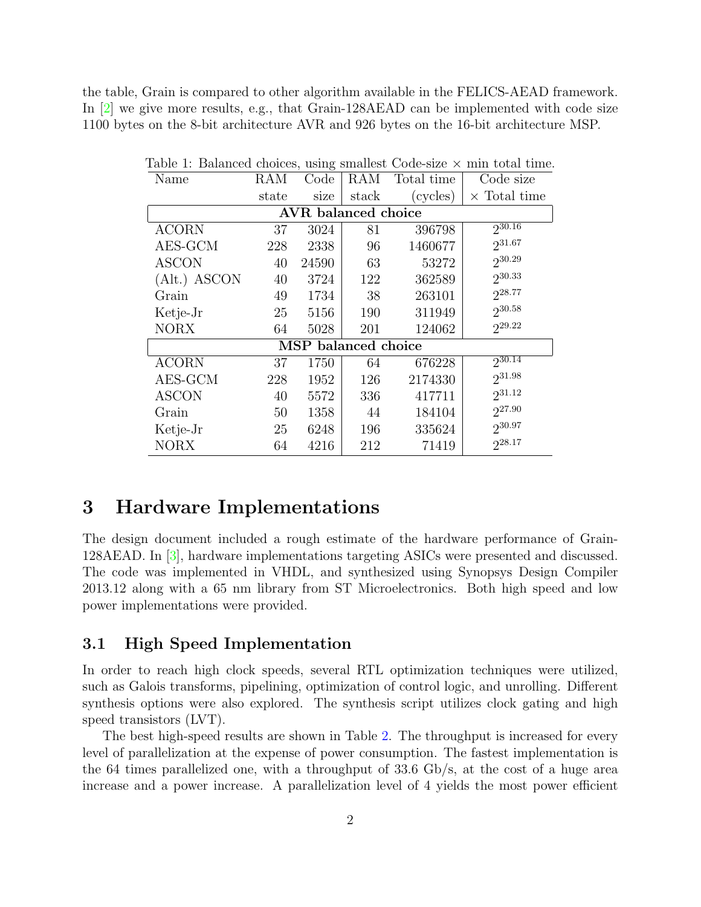the table, Grain is compared to other algorithm available in the FELICS-AEAD framework. In [2] we give more results, e.g., that Grain-128AEAD can be implemented with code size 1100 bytes on the 8-bit architecture AVR and 926 bytes on the 16-bit architecture MSP.

Table 1: Balanced choices, using smallest Code-size × min total time.

| Name | RAM state | Code size | RAM stack | Total time (cycles) | Code size × Total time |
|---|---|---|---|---|---|
| **AVR balanced choice** | | | | | |
| ACORN | 37 | 3024 | 81 | 396798 | $2^{30.16}$ |
| AES-GCM | 228 | 2338 | 96 | 1460677 | $2^{31.67}$ |
| ASCON | 40 | 24590 | 63 | 53272 | $2^{30.29}$ |
| (Alt.) ASCON | 40 | 3724 | 122 | 362589 | $2^{30.33}$ |
| Grain | 49 | 1734 | 38 | 263101 | $2^{28.77}$ |
| Ketje-Jr | 25 | 5156 | 190 | 311949 | $2^{30.58}$ |
| NORX | 64 | 5028 | 201 | 124062 | $2^{29.22}$ |
| **MSP balanced choice** | | | | | |
| ACORN | 37 | 1750 | 64 | 676228 | $2^{30.14}$ |
| AES-GCM | 228 | 1952 | 126 | 2174330 | $2^{31.98}$ |
| ASCON | 40 | 5572 | 336 | 417711 | $2^{31.12}$ |
| Grain | 50 | 1358 | 44 | 184104 | $2^{27.90}$ |
| Ketje-Jr | 25 | 6248 | 196 | 335624 | $2^{30.97}$ |
| NORX | 64 | 4216 | 212 | 71419 | $2^{28.17}$ |

# 3 Hardware Implementations

The design document included a rough estimate of the hardware performance of Grain-128AEAD. In [3], hardware implementations targeting ASICs were presented and discussed. The code was implemented in VHDL, and synthesized using Synopsys Design Compiler 2013.12 along with a 65 nm library from ST Microelectronics. Both high speed and low power implementations were provided.

## 3.1 High Speed Implementation

In order to reach high clock speeds, several RTL optimization techniques were utilized, such as Galois transforms, pipelining, optimization of control logic, and unrolling. Different synthesis options were also explored. The synthesis script utilizes clock gating and high speed transistors (LVT).

The best high-speed results are shown in Table 2. The throughput is increased for every level of parallelization at the expense of power consumption. The fastest implementation is the 64 times parallelized one, with a throughput of 33.6 Gb/s, at the cost of a huge area increase and a power increase. A parallelization level of 4 yields the most power efficient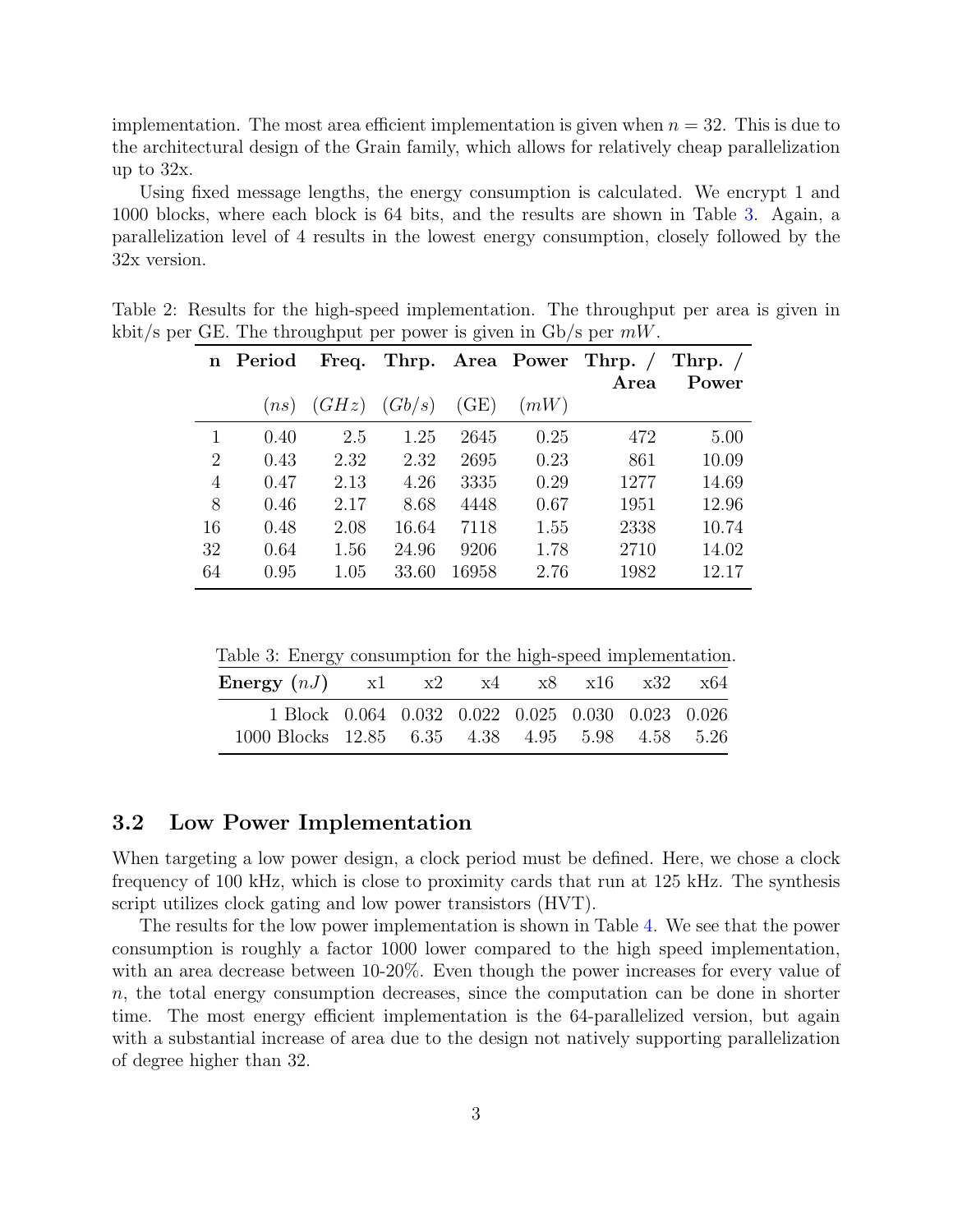implementation. The most area efficient implementation is given when $n = 32$. This is due to the architectural design of the Grain family, which allows for relatively cheap parallelization up to 32x.

Using fixed message lengths, the energy consumption is calculated. We encrypt 1 and 1000 blocks, where each block is 64 bits, and the results are shown in Table 3. Again, a parallelization level of 4 results in the lowest energy consumption, closely followed by the 32x version.

Table 2: Results for the high-speed implementation. The throughput per area is given in kbit/s per GE. The throughput per power is given in Gb/s per $mW$.

| **n** | **Period** ($ns$) | **Freq.** ($GHz$) | **Thrp.** ($Gb/s$) | **Area** (GE) | **Power** ($mW$) | **Thrp. / Area** | **Thrp. / Power** |
|---|---|---|---|---|---|---|---|
| 1 | 0.40 | 2.5 | 1.25 | 2645 | 0.25 | 472 | 5.00 |
| 2 | 0.43 | 2.32 | 2.32 | 2695 | 0.23 | 861 | 10.09 |
| 4 | 0.47 | 2.13 | 4.26 | 3335 | 0.29 | 1277 | 14.69 |
| 8 | 0.46 | 2.17 | 8.68 | 4448 | 0.67 | 1951 | 12.96 |
| 16 | 0.48 | 2.08 | 16.64 | 7118 | 1.55 | 2338 | 10.74 |
| 32 | 0.64 | 1.56 | 24.96 | 9206 | 1.78 | 2710 | 14.02 |
| 64 | 0.95 | 1.05 | 33.60 | 16958 | 2.76 | 1982 | 12.17 |

Table 3: Energy consumption for the high-speed implementation.

| **Energy** ($nJ$) | x1 | x2 | x4 | x8 | x16 | x32 | x64 |
|---|---|---|---|---|---|---|---|
| 1 Block | 0.064 | 0.032 | 0.022 | 0.025 | 0.030 | 0.023 | 0.026 |
| 1000 Blocks | 12.85 | 6.35 | 4.38 | 4.95 | 5.98 | 4.58 | 5.26 |

### 3.2 Low Power Implementation

When targeting a low power design, a clock period must be defined. Here, we chose a clock frequency of 100 kHz, which is close to proximity cards that run at 125 kHz. The synthesis script utilizes clock gating and low power transistors (HVT).

The results for the low power implementation is shown in Table 4. We see that the power consumption is roughly a factor 1000 lower compared to the high speed implementation, with an area decrease between 10-20%. Even though the power increases for every value of $n$, the total energy consumption decreases, since the computation can be done in shorter time. The most energy efficient implementation is the 64-parallelized version, but again with a substantial increase of area due to the design not natively supporting parallelization of degree higher than 32.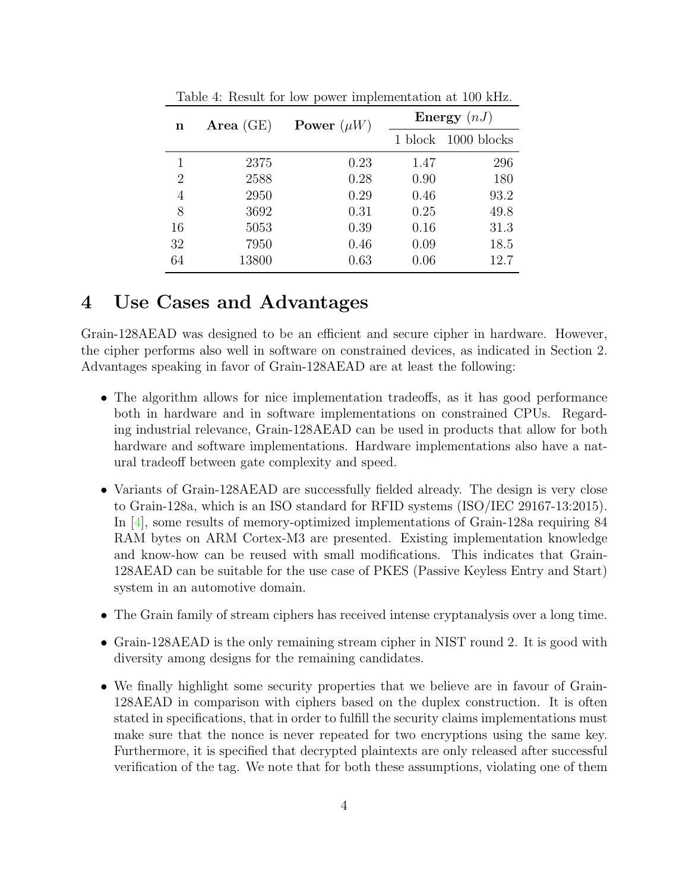Table 4: Result for low power implementation at 100 kHz.

| **n** | **Area** (GE) | **Power** ($\mu W$) | **Energy** ($nJ$) | |
|---|---|---|---|---|
| | | | 1 block | 1000 blocks |
| 1 | 2375 | 0.23 | 1.47 | 296 |
| 2 | 2588 | 0.28 | 0.90 | 180 |
| 4 | 2950 | 0.29 | 0.46 | 93.2 |
| 8 | 3692 | 0.31 | 0.25 | 49.8 |
| 16 | 5053 | 0.39 | 0.16 | 31.3 |
| 32 | 7950 | 0.46 | 0.09 | 18.5 |
| 64 | 13800 | 0.63 | 0.06 | 12.7 |

# 4 Use Cases and Advantages

Grain-128AEAD was designed to be an efficient and secure cipher in hardware. However, the cipher performs also well in software on constrained devices, as indicated in Section 2. Advantages speaking in favor of Grain-128AEAD are at least the following:

- The algorithm allows for nice implementation tradeoffs, as it has good performance both in hardware and in software implementations on constrained CPUs. Regarding industrial relevance, Grain-128AEAD can be used in products that allow for both hardware and software implementations. Hardware implementations also have a natural tradeoff between gate complexity and speed.
- Variants of Grain-128AEAD are successfully fielded already. The design is very close to Grain-128a, which is an ISO standard for RFID systems (ISO/IEC 29167-13:2015). In [4], some results of memory-optimized implementations of Grain-128a requiring 84 RAM bytes on ARM Cortex-M3 are presented. Existing implementation knowledge and know-how can be reused with small modifications. This indicates that Grain-128AEAD can be suitable for the use case of PKES (Passive Keyless Entry and Start) system in an automotive domain.
- The Grain family of stream ciphers has received intense cryptanalysis over a long time.
- Grain-128AEAD is the only remaining stream cipher in NIST round 2. It is good with diversity among designs for the remaining candidates.
- We finally highlight some security properties that we believe are in favour of Grain-128AEAD in comparison with ciphers based on the duplex construction. It is often stated in specifications, that in order to fulfill the security claims implementations must make sure that the nonce is never repeated for two encryptions using the same key. Furthermore, it is specified that decrypted plaintexts are only released after successful verification of the tag. We note that for both these assumptions, violating one of them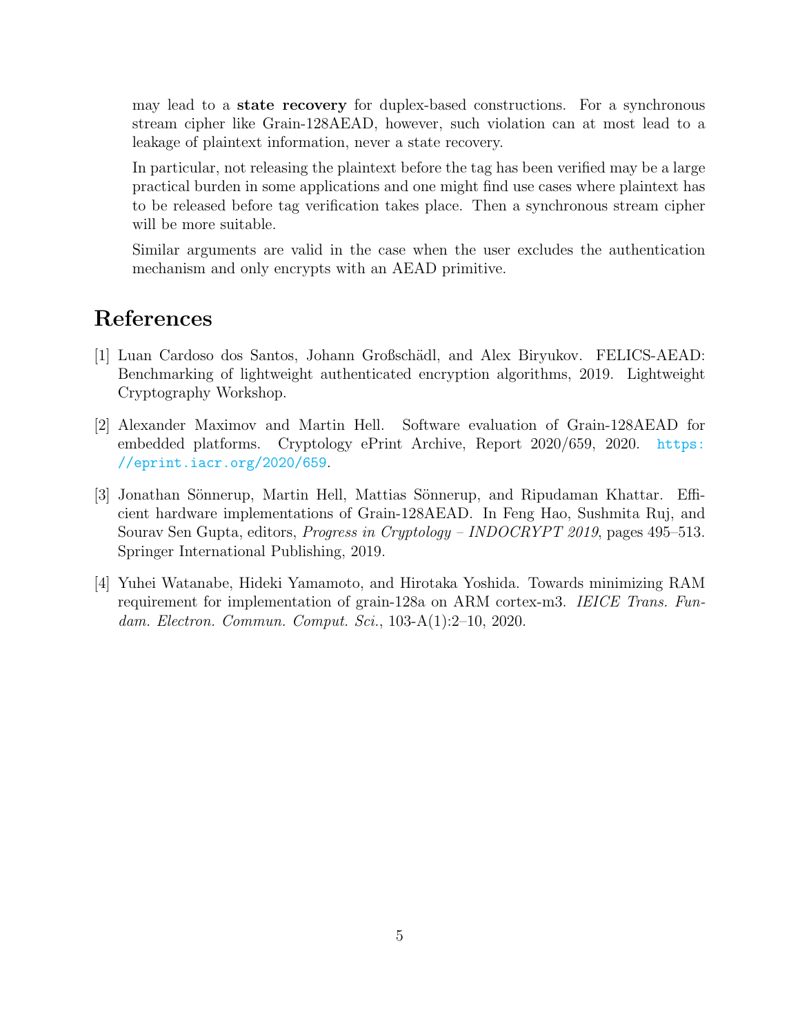may lead to a **state recovery** for duplex-based constructions. For a synchronous stream cipher like Grain-128AEAD, however, such violation can at most lead to a leakage of plaintext information, never a state recovery.

In particular, not releasing the plaintext before the tag has been verified may be a large practical burden in some applications and one might find use cases where plaintext has to be released before tag verification takes place. Then a synchronous stream cipher will be more suitable.

Similar arguments are valid in the case when the user excludes the authentication mechanism and only encrypts with an AEAD primitive.

# References

[1] Luan Cardoso dos Santos, Johann Großschädl, and Alex Biryukov. FELICS-AEAD: Benchmarking of lightweight authenticated encryption algorithms, 2019. Lightweight Cryptography Workshop.

[2] Alexander Maximov and Martin Hell. Software evaluation of Grain-128AEAD for embedded platforms. Cryptology ePrint Archive, Report 2020/659, 2020. https://eprint.iacr.org/2020/659.

[3] Jonathan Sönnerup, Martin Hell, Mattias Sönnerup, and Ripudaman Khattar. Efficient hardware implementations of Grain-128AEAD. In Feng Hao, Sushmita Ruj, and Sourav Sen Gupta, editors, *Progress in Cryptology – INDOCRYPT 2019*, pages 495–513. Springer International Publishing, 2019.

[4] Yuhei Watanabe, Hideki Yamamoto, and Hirotaka Yoshida. Towards minimizing RAM requirement for implementation of grain-128a on ARM cortex-m3. *IEICE Trans. Fundam. Electron. Commun. Comput. Sci.*, 103-A(1):2–10, 2020.